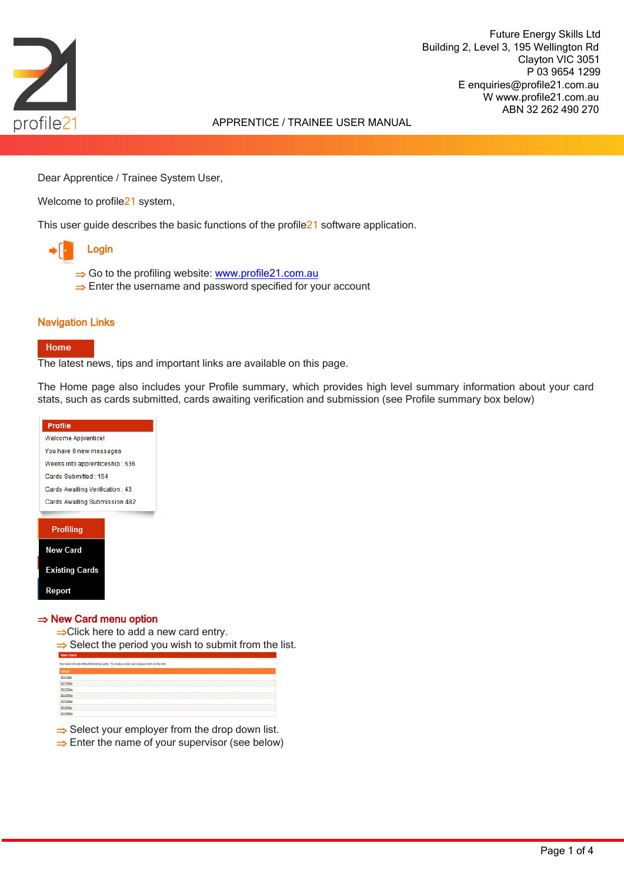Future Energy Skills Ltd
Building 2, Level 3, 195 Wellington Rd
Clayton VIC 3051
P 03 9654 1299
E enquiries@profile21.com.au
W www.profile21.com.au
ABN 32 262 490 270

profile21

APPRENTICE / TRAINEE USER MANUAL

Dear Apprentice / Trainee System User,

Welcome to profile21 system,

This user guide describes the basic functions of the profile21 software application.

## Login

⇒ Go to the profiling website: www.profile21.com.au
⇒ Enter the username and password specified for your account

## Navigation Links

**Home**

The latest news, tips and important links are available on this page.

The Home page also includes your Profile summary, which provides high level summary information about your card stats, such as cards submitted, cards awaiting verification and submission (see Profile summary box below)

**Profile**

Welcome Apprentice!
You have 0 new messages
Weeks into apprenticeship : 636
Cards Submitted : 154
Cards Awaiting Verification : 43
Cards Awaiting Submission 482

**Profiling**
- New Card
- Existing Cards
- Report

### ⇒ New Card menu option

⇒ Click here to add a new card entry.
⇒ Select the period you wish to submit from the list.

⇒ Select your employer from the drop down list.
⇒ Enter the name of your supervisor (see below)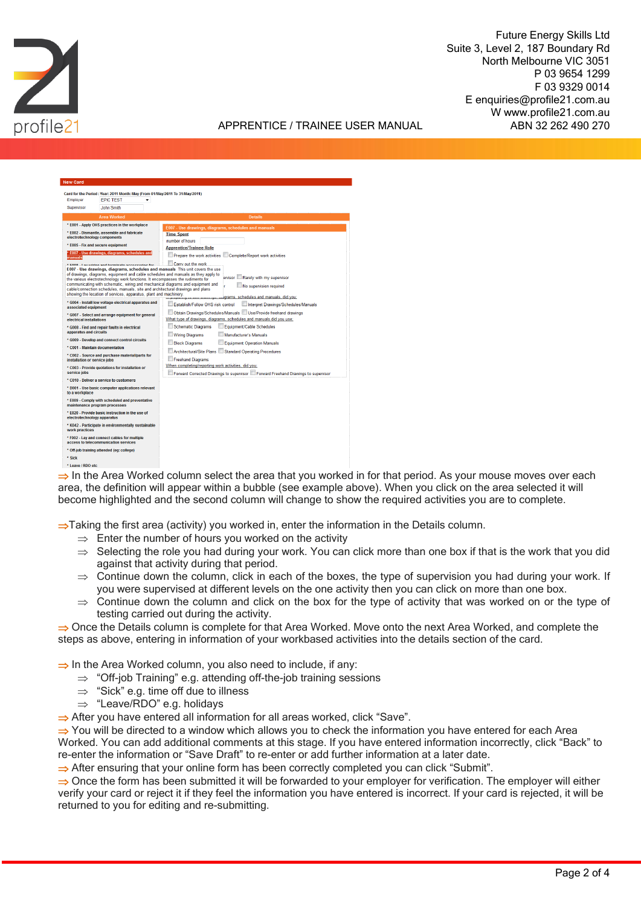⇒ In the Area Worked column select the area that you worked in for that period. As your mouse moves over each area, the definition will appear within a bubble (see example above). When you click on the area selected it will become highlighted and the second column will change to show the required activities you are to complete.

⇒Taking the first area (activity) you worked in, enter the information in the Details column.

- ⇒ Enter the number of hours you worked on the activity
- ⇒ Selecting the role you had during your work. You can click more than one box if that is the work that you did against that activity during that period.
- ⇒ Continue down the column, click in each of the boxes, the type of supervision you had during your work. If you were supervised at different levels on the one activity then you can click on more than one box.
- ⇒ Continue down the column and click on the box for the type of activity that was worked on or the type of testing carried out during the activity.

⇒ Once the Details column is complete for that Area Worked. Move onto the next Area Worked, and complete the steps as above, entering in information of your workbased activities into the details section of the card.

⇒ In the Area Worked column, you also need to include, if any:

- ⇒ "Off-job Training" e.g. attending off-the-job training sessions
- ⇒ "Sick" e.g. time off due to illness
- ⇒ "Leave/RDO" e.g. holidays

⇒ After you have entered all information for all areas worked, click "Save".

⇒ You will be directed to a window which allows you to check the information you have entered for each Area Worked. You can add additional comments at this stage. If you have entered information incorrectly, click "Back" to re-enter the information or "Save Draft" to re-enter or add further information at a later date.

⇒ After ensuring that your online form has been correctly completed you can click "Submit".

⇒ Once the form has been submitted it will be forwarded to your employer for verification. The employer will either verify your card or reject it if they feel the information you have entered is incorrect. If your card is rejected, it will be returned to you for editing and re-submitting.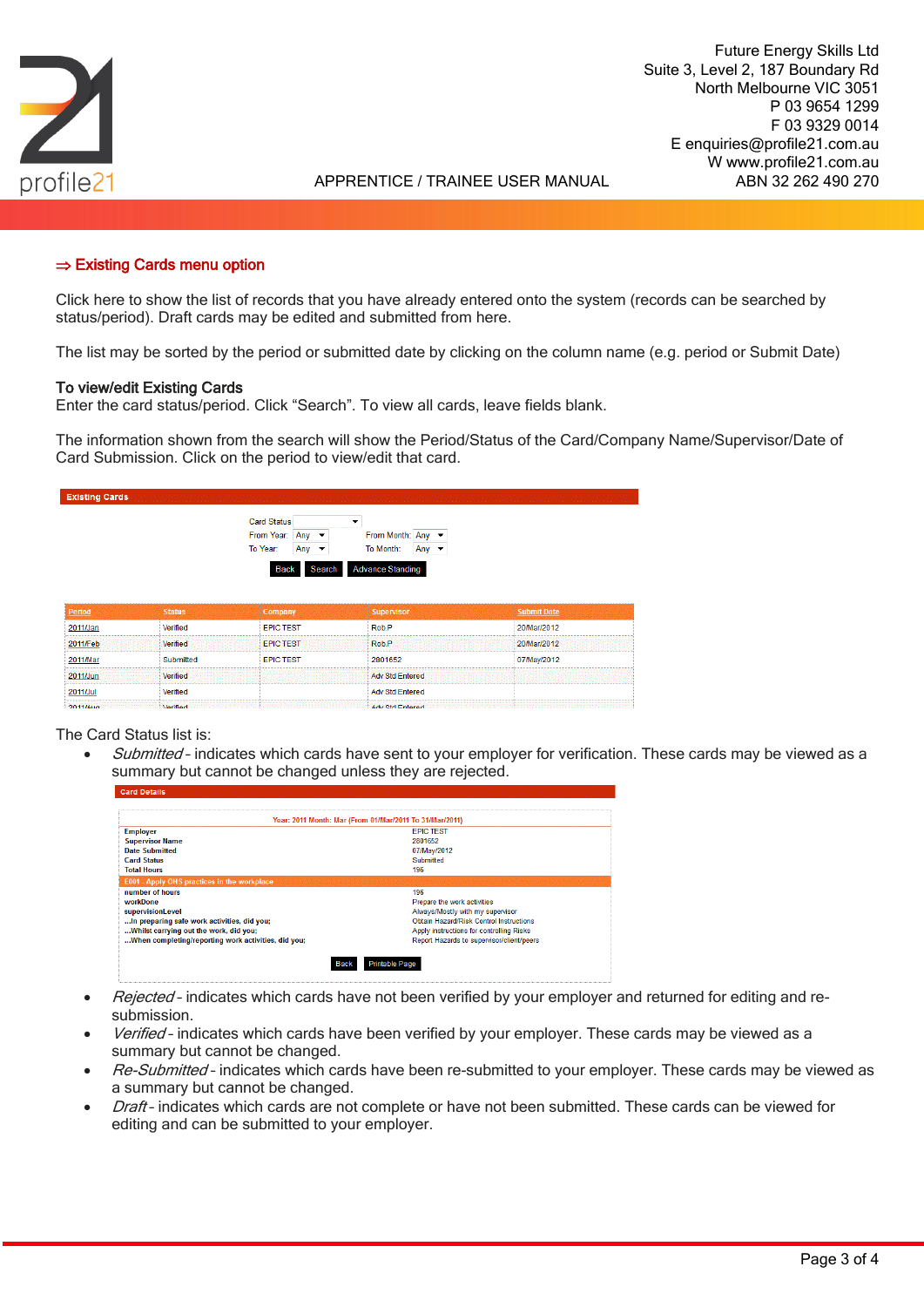## ⇒ Existing Cards menu option

Click here to show the list of records that you have already entered onto the system (records can be searched by status/period). Draft cards may be edited and submitted from here.

The list may be sorted by the period or submitted date by clicking on the column name (e.g. period or Submit Date)

**To view/edit Existing Cards**
Enter the card status/period. Click "Search". To view all cards, leave fields blank.

The information shown from the search will show the Period/Status of the Card/Company Name/Supervisor/Date of Card Submission. Click on the period to view/edit that card.

**Existing Cards**

Card Status
From Year: Any  From Month: Any
To Year: Any  To Month: Any

Back | Search | Advance Standing

| Period | Status | Company | Supervisor | Submit Date |
|---|---|---|---|---|
| 2011/Jan | Verified | EPIC TEST | Rob.P | 20/Mar/2012 |
| 2011/Feb | Verified | EPIC TEST | Rob.P | 20/Mar/2012 |
| 2011/Mar | Submitted | EPIC TEST | 2801652 | 07/May/2012 |
| 2011/Jun | Verified | | Adv Std Entered | |
| 2011/Jul | Verified | | Adv Std Entered | |
| 2011/Aug | Verified | | Adv Std Entered | |

The Card Status list is:

- *Submitted* - indicates which cards have sent to your employer for verification. These cards may be viewed as a summary but cannot be changed unless they are rejected.

**Card Details**

Year: 2011 Month: Mar (From 01/Mar/2011 To 31/Mar/2011)

| | |
|---|---|
| **Employer** | EPIC TEST |
| **Supervisor Name** | 2801652 |
| **Date Submitted** | 07/May/2012 |
| **Card Status** | Submitted |
| **Total Hours** | 196 |
| **E001 - Apply OHS practices in the workplace** | |
| **number of hours** | 196 |
| **workDone** | Prepare the work activities |
| **supervisionLevel** | Always/Mostly with my supervisor |
| **...In preparing safe work activities, did you;** | Obtain Hazard/Risk Control Instructions |
| **...Whilst carrying out the work, did you;** | Apply instructions for controlling Risks |
| **...When completing/reporting work activities, did you;** | Report Hazards to supervisor/client/peers |

Back | Printable Page

- *Rejected* - indicates which cards have not been verified by your employer and returned for editing and re-submission.
- *Verified* - indicates which cards have been verified by your employer. These cards may be viewed as a summary but cannot be changed.
- *Re-Submitted* - indicates which cards have been re-submitted to your employer. These cards may be viewed as a summary but cannot be changed.
- *Draft* - indicates which cards are not complete or have not been submitted. These cards can be viewed for editing and can be submitted to your employer.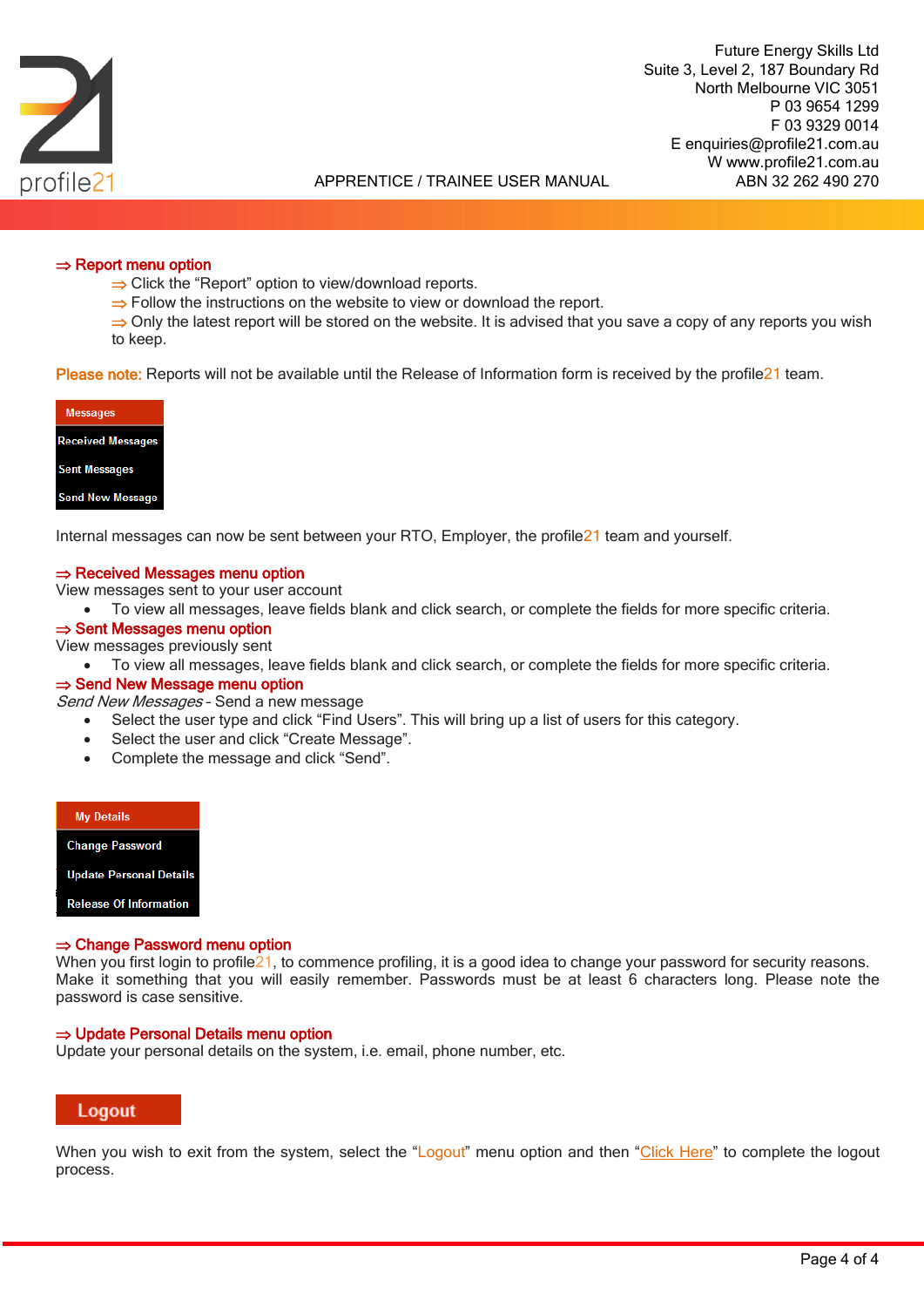⇒ **Report menu option**

⇒ Click the "Report" option to view/download reports.

⇒ Follow the instructions on the website to view or download the report.

⇒ Only the latest report will be stored on the website. It is advised that you save a copy of any reports you wish to keep.

**Please note:** Reports will not be available until the Release of Information form is received by the profile21 team.

Messages

Received Messages

Sent Messages

Send New Message

Internal messages can now be sent between your RTO, Employer, the profile21 team and yourself.

⇒ **Received Messages menu option**

View messages sent to your user account

- To view all messages, leave fields blank and click search, or complete the fields for more specific criteria.

⇒ **Sent Messages menu option**

View messages previously sent

- To view all messages, leave fields blank and click search, or complete the fields for more specific criteria.

⇒ **Send New Message menu option**

*Send New Messages* - Send a new message

- Select the user type and click "Find Users". This will bring up a list of users for this category.
- Select the user and click "Create Message".
- Complete the message and click "Send".

My Details

Change Password

Update Personal Details

Release Of Information

⇒ **Change Password menu option**

When you first login to profile21, to commence profiling, it is a good idea to change your password for security reasons. Make it something that you will easily remember. Passwords must be at least 6 characters long. Please note the password is case sensitive.

⇒ **Update Personal Details menu option**

Update your personal details on the system, i.e. email, phone number, etc.

Logout

When you wish to exit from the system, select the "Logout" menu option and then "Click Here" to complete the logout process.